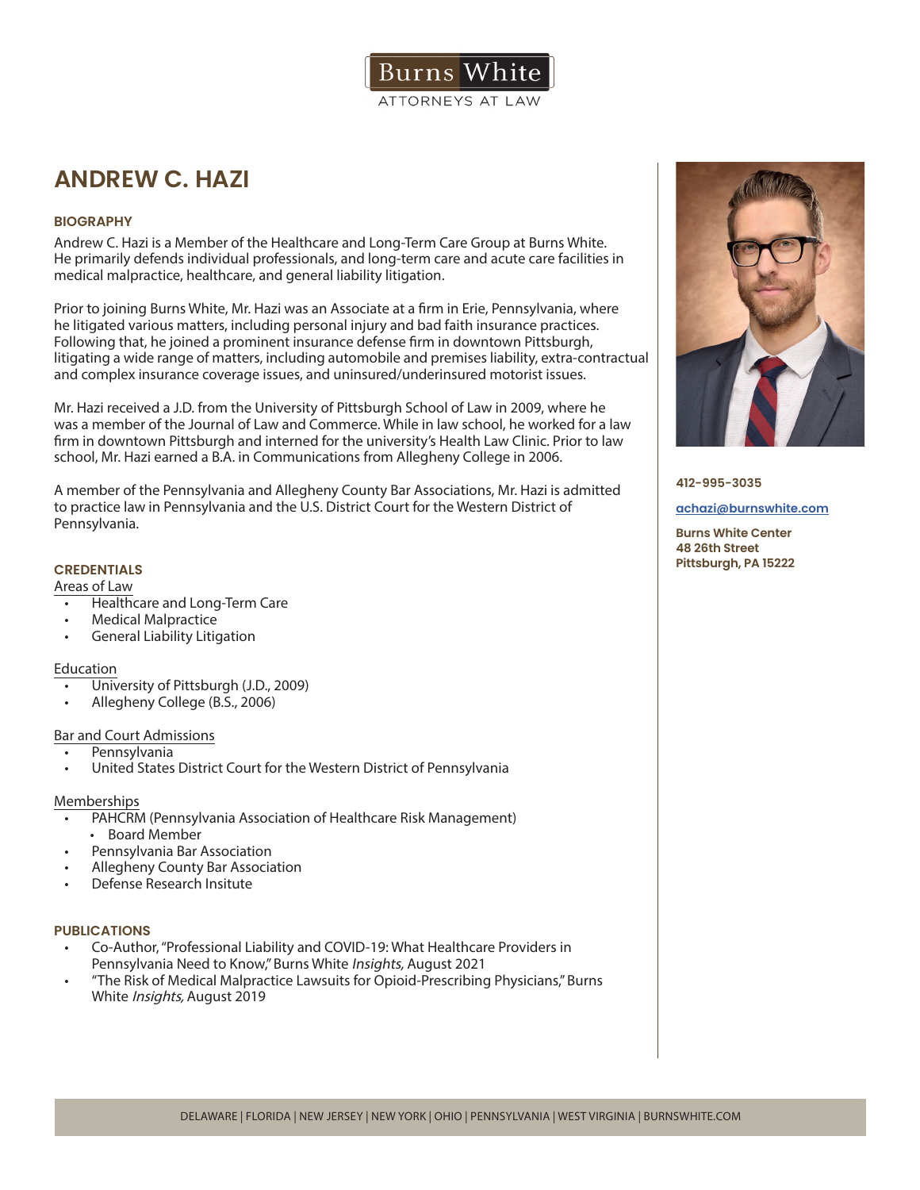Burns White
ATTORNEYS AT LAW

# ANDREW C. HAZI

412-995-3035

achazi@burnswhite.com

**Burns White Center**
**48 26th Street**
**Pittsburgh, PA 15222**

## BIOGRAPHY

Andrew C. Hazi is a Member of the Healthcare and Long-Term Care Group at Burns White. He primarily defends individual professionals, and long-term care and acute care facilities in medical malpractice, healthcare, and general liability litigation.

Prior to joining Burns White, Mr. Hazi was an Associate at a firm in Erie, Pennsylvania, where he litigated various matters, including personal injury and bad faith insurance practices. Following that, he joined a prominent insurance defense firm in downtown Pittsburgh, litigating a wide range of matters, including automobile and premises liability, extra-contractual and complex insurance coverage issues, and uninsured/underinsured motorist issues.

Mr. Hazi received a J.D. from the University of Pittsburgh School of Law in 2009, where he was a member of the Journal of Law and Commerce. While in law school, he worked for a law firm in downtown Pittsburgh and interned for the university's Health Law Clinic. Prior to law school, Mr. Hazi earned a B.A. in Communications from Allegheny College in 2006.

A member of the Pennsylvania and Allegheny County Bar Associations, Mr. Hazi is admitted to practice law in Pennsylvania and the U.S. District Court for the Western District of Pennsylvania.

## CREDENTIALS

Areas of Law

- Healthcare and Long-Term Care
- Medical Malpractice
- General Liability Litigation

Education

- University of Pittsburgh (J.D., 2009)
- Allegheny College (B.S., 2006)

Bar and Court Admissions

- Pennsylvania
- United States District Court for the Western District of Pennsylvania

Memberships

- PAHCRM (Pennsylvania Association of Healthcare Risk Management)
  - Board Member
- Pennsylvania Bar Association
- Allegheny County Bar Association
- Defense Research Insitute

## PUBLICATIONS

- Co-Author, "Professional Liability and COVID-19: What Healthcare Providers in Pennsylvania Need to Know," Burns White *Insights,* August 2021
- "The Risk of Medical Malpractice Lawsuits for Opioid-Prescribing Physicians," Burns White *Insights,* August 2019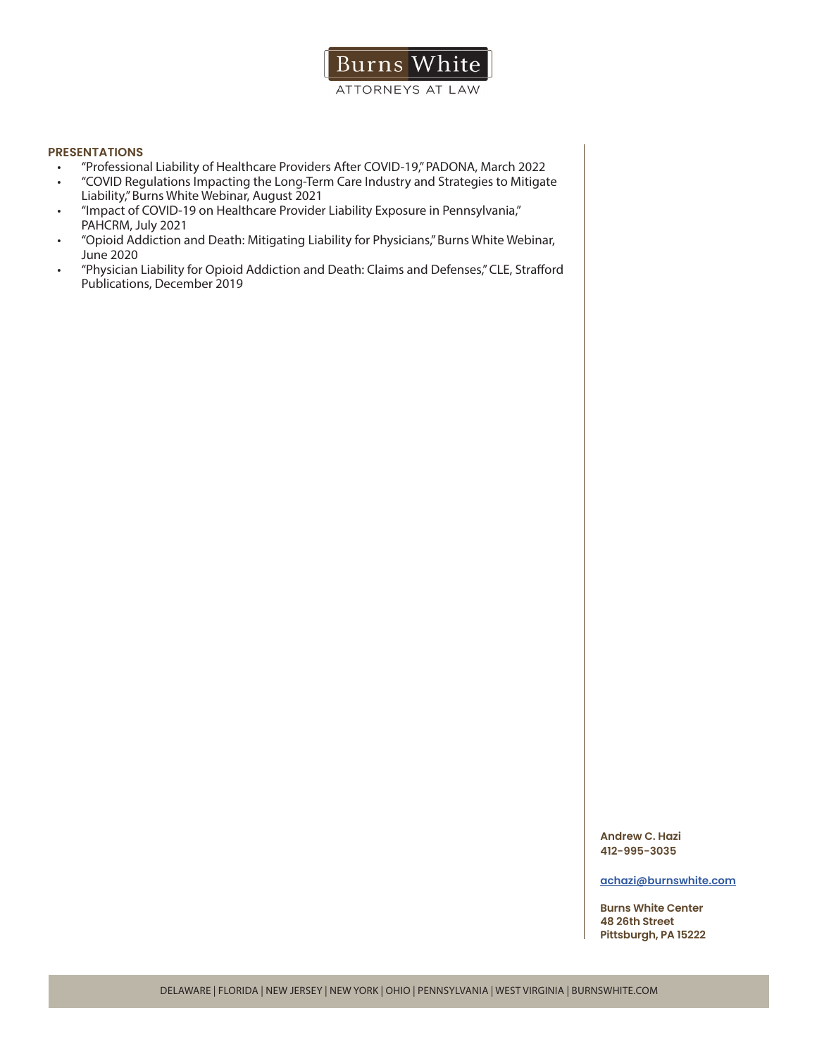## PRESENTATIONS

- "Professional Liability of Healthcare Providers After COVID-19," PADONA, March 2022
- "COVID Regulations Impacting the Long-Term Care Industry and Strategies to Mitigate Liability," Burns White Webinar, August 2021
- "Impact of COVID-19 on Healthcare Provider Liability Exposure in Pennsylvania," PAHCRM, July 2021
- "Opioid Addiction and Death: Mitigating Liability for Physicians," Burns White Webinar, June 2020
- "Physician Liability for Opioid Addiction and Death: Claims and Defenses," CLE, Strafford Publications, December 2019

**Andrew C. Hazi**
**412-995-3035**

**achazi@burnswhite.com**

**Burns White Center**
**48 26th Street**
**Pittsburgh, PA 15222**